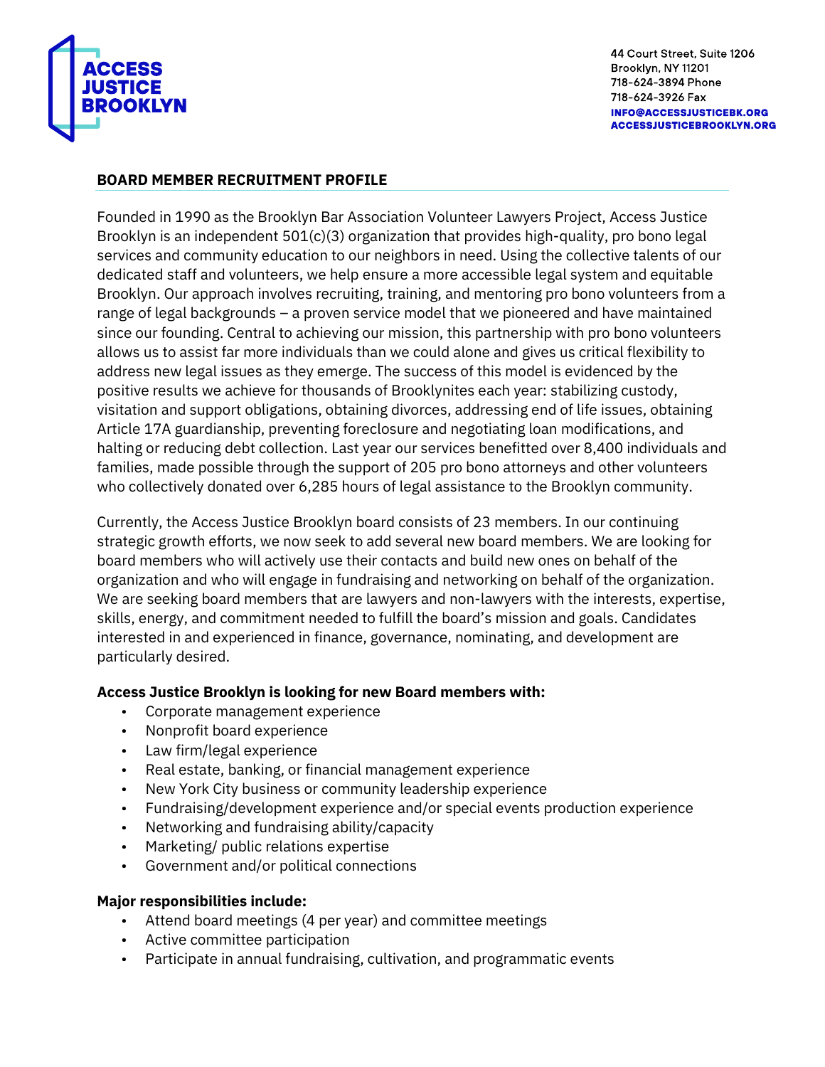ACCESS JUSTICE BROOKLYN

44 Court Street, Suite 1206
Brooklyn, NY 11201
718-624-3894 Phone
718-624-3926 Fax
INFO@ACCESSJUSTICEBK.ORG
ACCESSJUSTICEBROOKLYN.ORG

## BOARD MEMBER RECRUITMENT PROFILE

Founded in 1990 as the Brooklyn Bar Association Volunteer Lawyers Project, Access Justice Brooklyn is an independent 501(c)(3) organization that provides high-quality, pro bono legal services and community education to our neighbors in need. Using the collective talents of our dedicated staff and volunteers, we help ensure a more accessible legal system and equitable Brooklyn. Our approach involves recruiting, training, and mentoring pro bono volunteers from a range of legal backgrounds – a proven service model that we pioneered and have maintained since our founding. Central to achieving our mission, this partnership with pro bono volunteers allows us to assist far more individuals than we could alone and gives us critical flexibility to address new legal issues as they emerge. The success of this model is evidenced by the positive results we achieve for thousands of Brooklynites each year: stabilizing custody, visitation and support obligations, obtaining divorces, addressing end of life issues, obtaining Article 17A guardianship, preventing foreclosure and negotiating loan modifications, and halting or reducing debt collection. Last year our services benefitted over 8,400 individuals and families, made possible through the support of 205 pro bono attorneys and other volunteers who collectively donated over 6,285 hours of legal assistance to the Brooklyn community.

Currently, the Access Justice Brooklyn board consists of 23 members. In our continuing strategic growth efforts, we now seek to add several new board members. We are looking for board members who will actively use their contacts and build new ones on behalf of the organization and who will engage in fundraising and networking on behalf of the organization. We are seeking board members that are lawyers and non-lawyers with the interests, expertise, skills, energy, and commitment needed to fulfill the board's mission and goals. Candidates interested in and experienced in finance, governance, nominating, and development are particularly desired.

**Access Justice Brooklyn is looking for new Board members with:**

- Corporate management experience
- Nonprofit board experience
- Law firm/legal experience
- Real estate, banking, or financial management experience
- New York City business or community leadership experience
- Fundraising/development experience and/or special events production experience
- Networking and fundraising ability/capacity
- Marketing/ public relations expertise
- Government and/or political connections

**Major responsibilities include:**

- Attend board meetings (4 per year) and committee meetings
- Active committee participation
- Participate in annual fundraising, cultivation, and programmatic events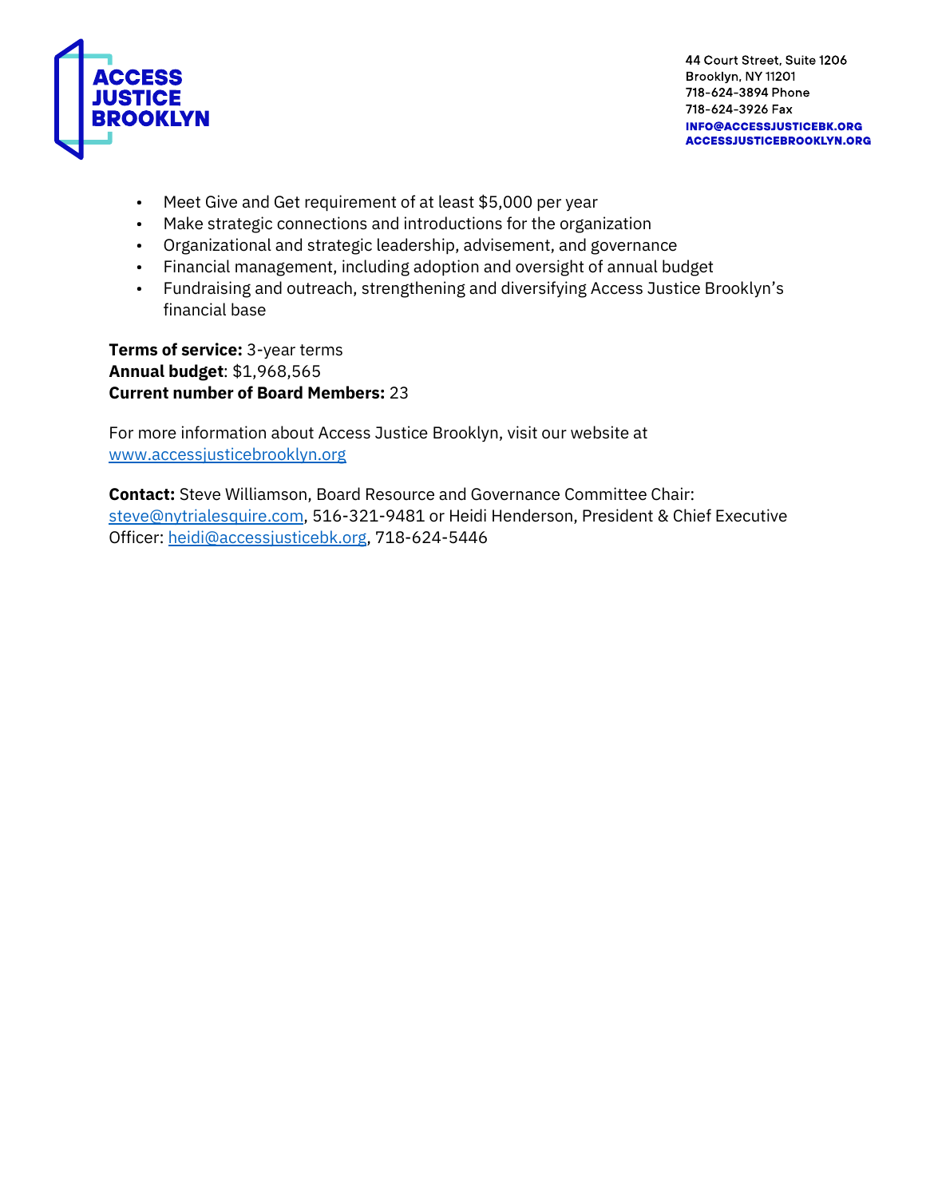- Meet Give and Get requirement of at least $5,000 per year
- Make strategic connections and introductions for the organization
- Organizational and strategic leadership, advisement, and governance
- Financial management, including adoption and oversight of annual budget
- Fundraising and outreach, strengthening and diversifying Access Justice Brooklyn's financial base

**Terms of service:** 3-year terms
**Annual budget**: $1,968,565
**Current number of Board Members:** 23

For more information about Access Justice Brooklyn, visit our website at www.accessjusticebrooklyn.org

**Contact:** Steve Williamson, Board Resource and Governance Committee Chair: steve@nytrialesquire.com, 516-321-9481 or Heidi Henderson, President & Chief Executive Officer: heidi@accessjusticebk.org, 718-624-5446